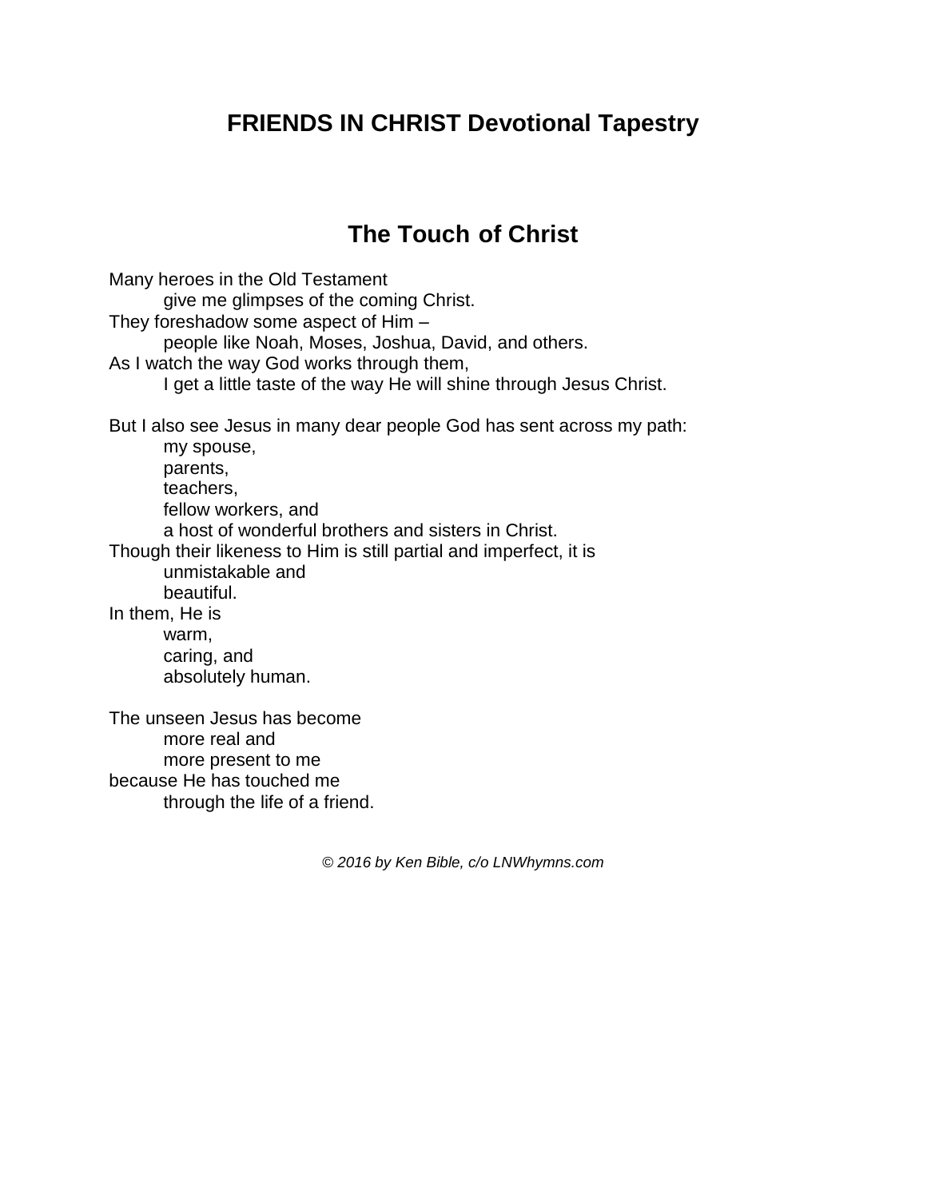# FRIENDS IN CHRIST Devotional Tapestry

## The Touch of Christ

Many heroes in the Old Testament  
        give me glimpses of the coming Christ.  
They foreshadow some aspect of Him –  
        people like Noah, Moses, Joshua, David, and others.  
As I watch the way God works through them,  
        I get a little taste of the way He will shine through Jesus Christ.

But I also see Jesus in many dear people God has sent across my path:  
        my spouse,  
        parents,  
        teachers,  
        fellow workers, and  
        a host of wonderful brothers and sisters in Christ.  
Though their likeness to Him is still partial and imperfect, it is  
        unmistakable and  
        beautiful.  
In them, He is  
        warm,  
        caring, and  
        absolutely human.

The unseen Jesus has become  
        more real and  
        more present to me  
because He has touched me  
        through the life of a friend.

*© 2016 by Ken Bible, c/o LNWhymns.com*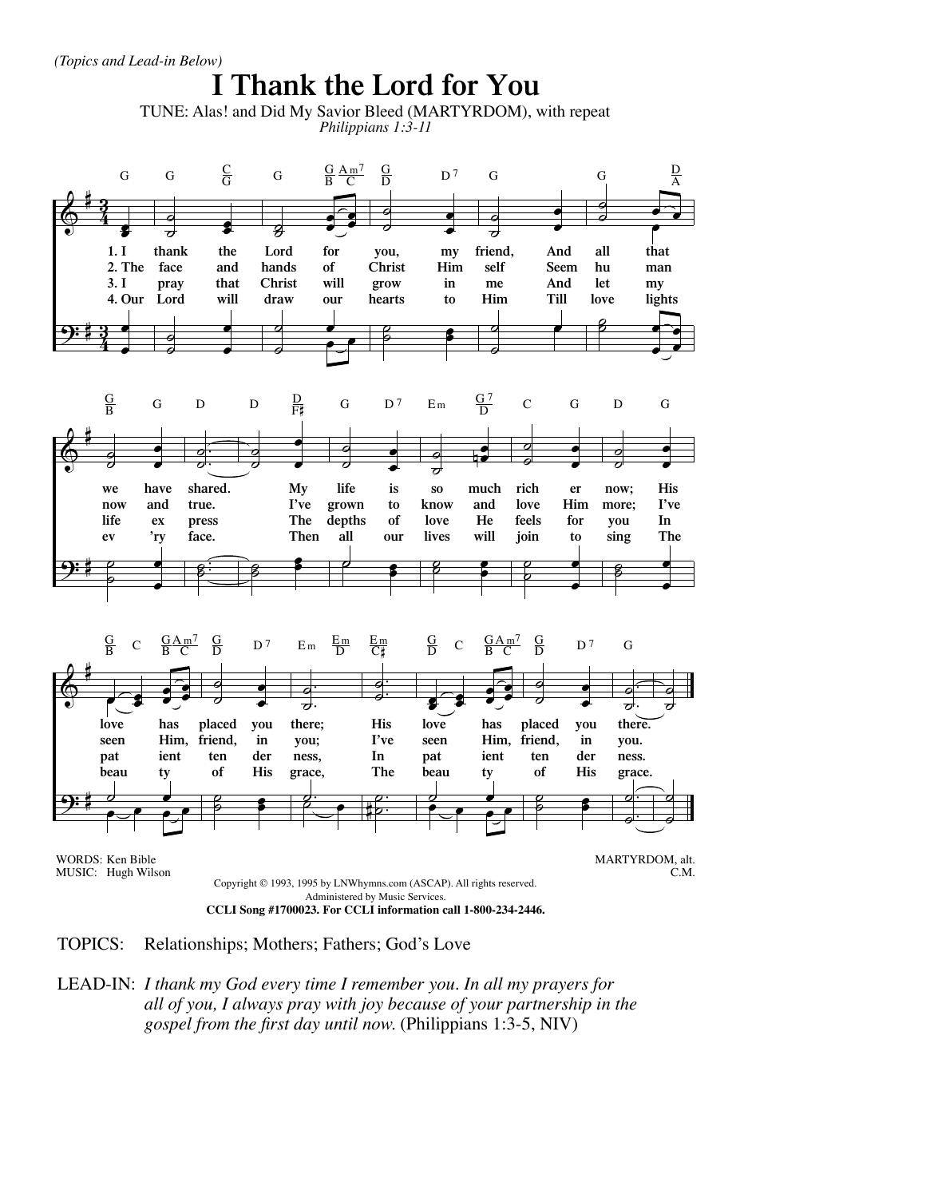*(Topics and Lead-in Below)*

# I Thank the Lord for You

TUNE: Alas! and Did My Savior Bleed (MARTYRDOM), with repeat
*Philippians 1:3-11*

1. I thank the Lord for you, my friend, And all that we have shared. My life is so much richer now; His love has placed you there; His love has placed you there.
2. The face and hands of Christ Himself Seem human now and true. I've grown to know and love Him more; I've seen Him, friend, in you; I've seen Him, friend, in you.
3. I pray that Christ will grow in me And let my life express The depths of love He feels for you In patient tenderness, In patient tenderness.
4. Our Lord will draw our hearts to Him Till love lights ev'ry face. Then all our lives will join to sing The beauty of His grace, The beauty of His grace.

WORDS: Ken Bible
MUSIC: Hugh Wilson

MARTYRDOM, alt.
C.M.

Copyright © 1993, 1995 by LNWhymns.com (ASCAP). All rights reserved.
Administered by Music Services.
**CCLI Song #1700023. For CCLI information call 1-800-234-2446.**

TOPICS: Relationships; Mothers; Fathers; God's Love

LEAD-IN: *I thank my God every time I remember you. In all my prayers for all of you, I always pray with joy because of your partnership in the gospel from the first day until now.* (Philippians 1:3-5, NIV)